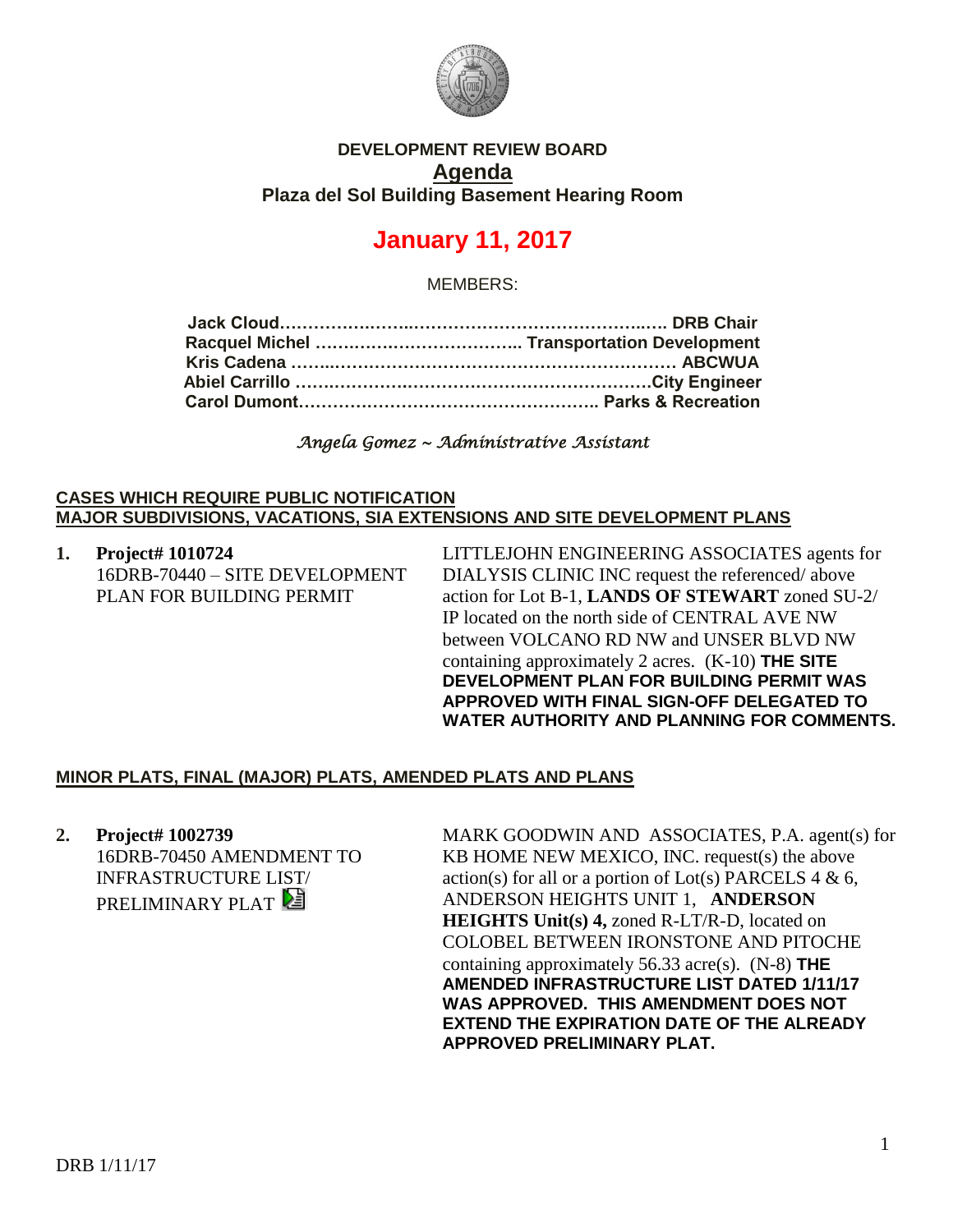**DEVELOPMENT REVIEW BOARD**

**Agenda**

**Plaza del Sol Building Basement Hearing Room**

# January 11, 2017

MEMBERS:

**Jack Cloud……………………………………………………….. DRB Chair**
**Racquel Michel ……………………………….. Transportation Development**
**Kris Cadena ……………………………………………………… ABCWUA**
**Abiel Carrillo ……………………………………………………City Engineer**
**Carol Dumont…………………………………………….. Parks & Recreation**

*Angela Gomez ~ Administrative Assistant*

**CASES WHICH REQUIRE PUBLIC NOTIFICATION**
**MAJOR SUBDIVISIONS, VACATIONS, SIA EXTENSIONS AND SITE DEVELOPMENT PLANS**

1. **Project# 1010724**
16DRB-70440 – SITE DEVELOPMENT PLAN FOR BUILDING PERMIT

LITTLEJOHN ENGINEERING ASSOCIATES agents for DIALYSIS CLINIC INC request the referenced/ above action for Lot B-1, **LANDS OF STEWART** zoned SU-2/ IP located on the north side of CENTRAL AVE NW between VOLCANO RD NW and UNSER BLVD NW containing approximately 2 acres. (K-10) **THE SITE DEVELOPMENT PLAN FOR BUILDING PERMIT WAS APPROVED WITH FINAL SIGN-OFF DELEGATED TO WATER AUTHORITY AND PLANNING FOR COMMENTS.**

**MINOR PLATS, FINAL (MAJOR) PLATS, AMENDED PLATS AND PLANS**

2. **Project# 1002739**
16DRB-70450 AMENDMENT TO INFRASTRUCTURE LIST/ PRELIMINARY PLAT

MARK GOODWIN AND ASSOCIATES, P.A. agent(s) for KB HOME NEW MEXICO, INC. request(s) the above action(s) for all or a portion of Lot(s) PARCELS 4 & 6, ANDERSON HEIGHTS UNIT 1, **ANDERSON HEIGHTS Unit(s) 4,** zoned R-LT/R-D, located on COLOBEL BETWEEN IRONSTONE AND PITOCHE containing approximately 56.33 acre(s). (N-8) **THE AMENDED INFRASTRUCTURE LIST DATED 1/11/17 WAS APPROVED. THIS AMENDMENT DOES NOT EXTEND THE EXPIRATION DATE OF THE ALREADY APPROVED PRELIMINARY PLAT.**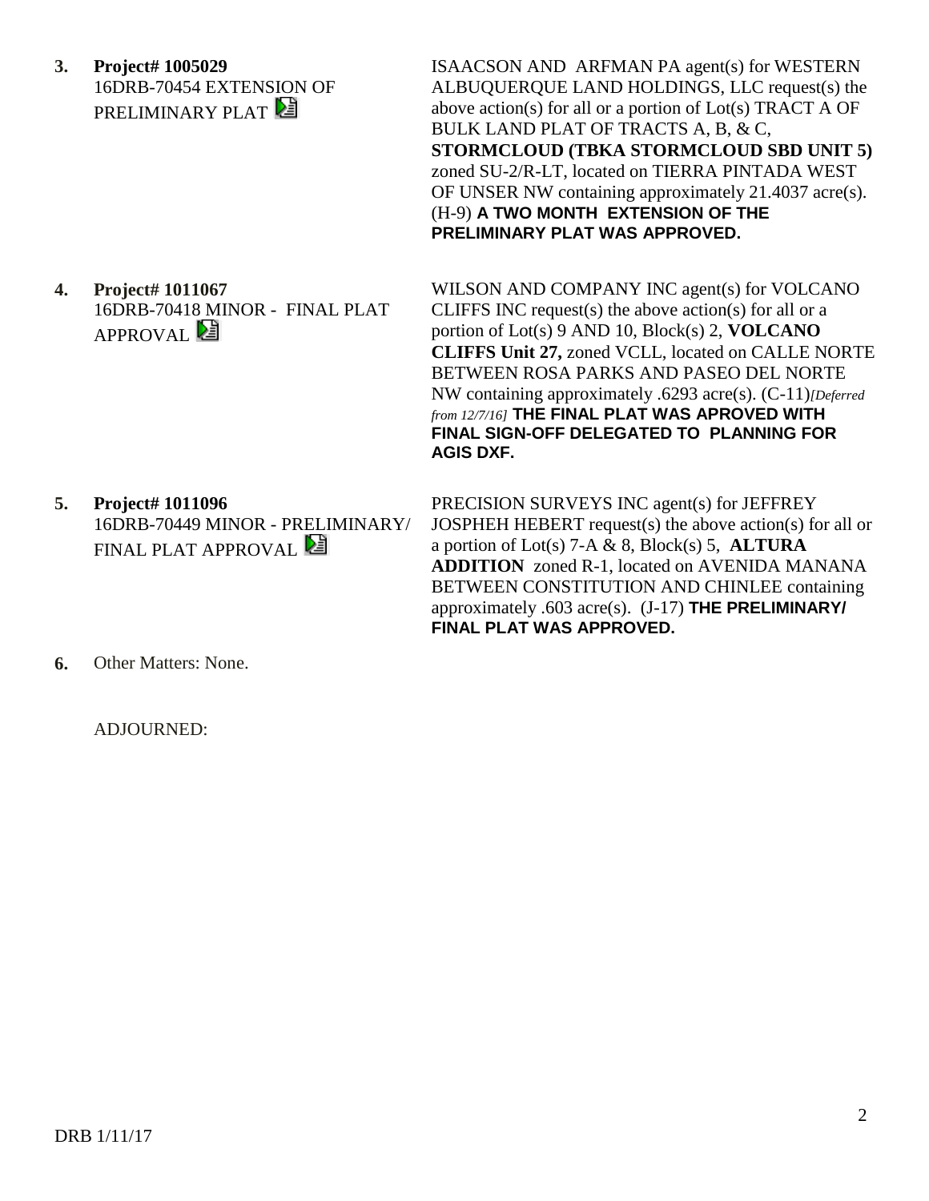3. **Project# 1005029**
16DRB-70454 EXTENSION OF PRELIMINARY PLAT

ISAACSON AND ARFMAN PA agent(s) for WESTERN ALBUQUERQUE LAND HOLDINGS, LLC request(s) the above action(s) for all or a portion of Lot(s) TRACT A OF BULK LAND PLAT OF TRACTS A, B, & C, **STORMCLOUD (TBKA STORMCLOUD SBD UNIT 5)** zoned SU-2/R-LT, located on TIERRA PINTADA WEST OF UNSER NW containing approximately 21.4037 acre(s). (H-9) **A TWO MONTH EXTENSION OF THE PRELIMINARY PLAT WAS APPROVED.**

4. **Project# 1011067**
16DRB-70418 MINOR - FINAL PLAT APPROVAL

WILSON AND COMPANY INC agent(s) for VOLCANO CLIFFS INC request(s) the above action(s) for all or a portion of Lot(s) 9 AND 10, Block(s) 2, **VOLCANO CLIFFS Unit 27,** zoned VCLL, located on CALLE NORTE BETWEEN ROSA PARKS AND PASEO DEL NORTE NW containing approximately .6293 acre(s). (C-11)*[Deferred from 12/7/16]* **THE FINAL PLAT WAS APROVED WITH FINAL SIGN-OFF DELEGATED TO PLANNING FOR AGIS DXF.**

5. **Project# 1011096**
16DRB-70449 MINOR - PRELIMINARY/ FINAL PLAT APPROVAL

PRECISION SURVEYS INC agent(s) for JEFFREY JOSPHEH HEBERT request(s) the above action(s) for all or a portion of Lot(s) 7-A & 8, Block(s) 5, **ALTURA ADDITION** zoned R-1, located on AVENIDA MANANA BETWEEN CONSTITUTION AND CHINLEE containing approximately .603 acre(s). (J-17) **THE PRELIMINARY/ FINAL PLAT WAS APPROVED.**

6. Other Matters: None.

ADJOURNED:

DRB 1/11/17